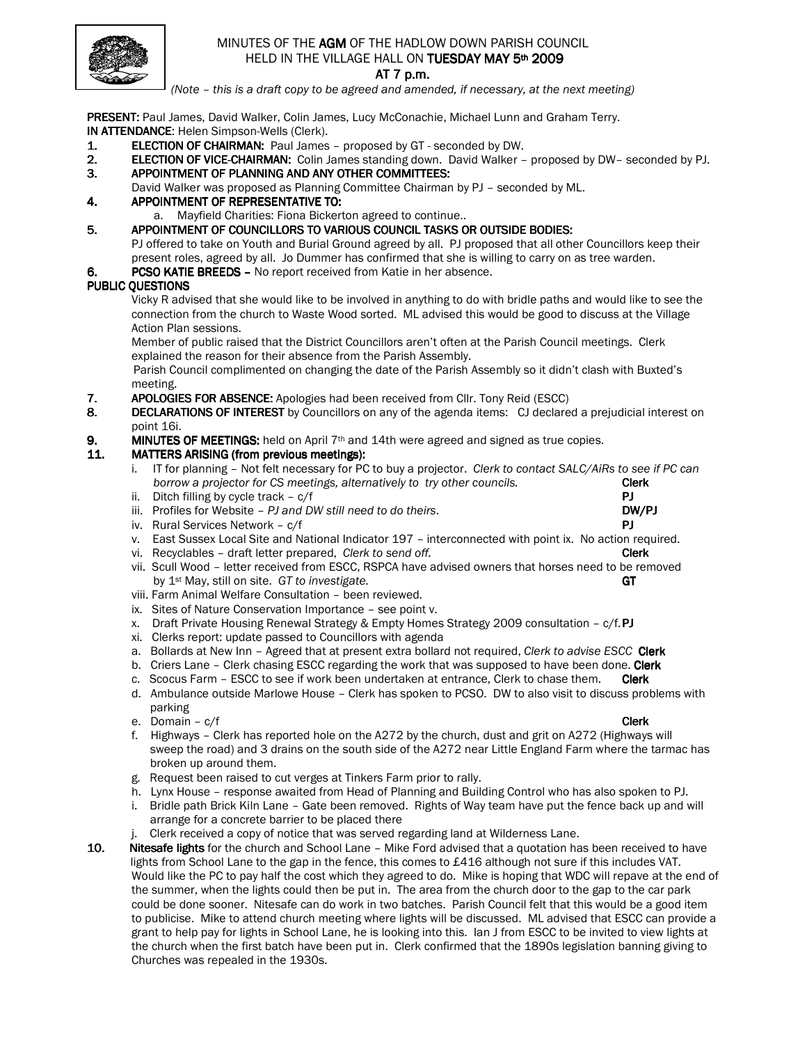# MINUTES OF THE **AGM** OF THE HADLOW DOWN PARISH COUNCIL HELD IN THE VILLAGE HALL ON **TUESDAY MAY 5th 2009** AT 7 p.m.

*(Note – this is a draft copy to be agreed and amended, if necessary, at the next meeting)*

**PRESENT:** Paul James, David Walker, Colin James, Lucy McConachie, Michael Lunn and Graham Terry.
**IN ATTENDANCE**: Helen Simpson-Wells (Clerk).

1. **ELECTION OF CHAIRMAN:** Paul James – proposed by GT - seconded by DW.
2. **ELECTION OF VICE-CHAIRMAN:** Colin James standing down. David Walker – proposed by DW– seconded by PJ.
3. **APPOINTMENT OF PLANNING AND ANY OTHER COMMITTEES:**
   David Walker was proposed as Planning Committee Chairman by PJ – seconded by ML.
4. **APPOINTMENT OF REPRESENTATIVE TO:**
   a. Mayfield Charities: Fiona Bickerton agreed to continue..
5. **APPOINTMENT OF COUNCILLORS TO VARIOUS COUNCIL TASKS OR OUTSIDE BODIES:**
   PJ offered to take on Youth and Burial Ground agreed by all. PJ proposed that all other Councillors keep their present roles, agreed by all. Jo Dummer has confirmed that she is willing to carry on as tree warden.
6. **PCSO KATIE BREEDS –** No report received from Katie in her absence.

**PUBLIC QUESTIONS**

Vicky R advised that she would like to be involved in anything to do with bridle paths and would like to see the connection from the church to Waste Wood sorted. ML advised this would be good to discuss at the Village Action Plan sessions.

Member of public raised that the District Councillors aren't often at the Parish Council meetings. Clerk explained the reason for their absence from the Parish Assembly.

Parish Council complimented on changing the date of the Parish Assembly so it didn't clash with Buxted's meeting.

7. **APOLOGIES FOR ABSENCE:** Apologies had been received from Cllr. Tony Reid (ESCC)
8. **DECLARATIONS OF INTEREST** by Councillors on any of the agenda items: CJ declared a prejudicial interest on point 16i.
9. **MINUTES OF MEETINGS:** held on April 7th and 14th were agreed and signed as true copies.
11. **MATTERS ARISING (from previous meetings):**
   i. IT for planning – Not felt necessary for PC to buy a projector. *Clerk to contact SALC/AiRs to see if PC can borrow a projector for CS meetings, alternatively to try other councils.* **Clerk**
   ii. Ditch filling by cycle track – c/f **PJ**
   iii. Profiles for Website – *PJ and DW still need to do theirs*. **DW/PJ**
   iv. Rural Services Network – c/f **PJ**
   v. East Sussex Local Site and National Indicator 197 – interconnected with point ix. No action required.
   vi. Recyclables – draft letter prepared, *Clerk to send off.* **Clerk**
   vii. Scull Wood – letter received from ESCC, RSPCA have advised owners that horses need to be removed by 1st May, still on site. *GT to investigate.* **GT**
   viii. Farm Animal Welfare Consultation – been reviewed.
   ix. Sites of Nature Conservation Importance – see point v.
   x. Draft Private Housing Renewal Strategy & Empty Homes Strategy 2009 consultation – c/f. **PJ**
   xi. Clerks report: update passed to Councillors with agenda
   a. Bollards at New Inn – Agreed that at present extra bollard not required, *Clerk to advise ESCC* **Clerk**
   b. Criers Lane – Clerk chasing ESCC regarding the work that was supposed to have been done. **Clerk**
   c. Scocus Farm – ESCC to see if work been undertaken at entrance, Clerk to chase them. **Clerk**
   d. Ambulance outside Marlowe House – Clerk has spoken to PCSO. DW to also visit to discuss problems with parking
   e. Domain – c/f **Clerk**
   f. Highways – Clerk has reported hole on the A272 by the church, dust and grit on A272 (Highways will sweep the road) and 3 drains on the south side of the A272 near Little England Farm where the tarmac has broken up around them.
   g. Request been raised to cut verges at Tinkers Farm prior to rally.
   h. Lynx House – response awaited from Head of Planning and Building Control who has also spoken to PJ.
   i. Bridle path Brick Kiln Lane – Gate been removed. Rights of Way team have put the fence back up and will arrange for a concrete barrier to be placed there
   j. Clerk received a copy of notice that was served regarding land at Wilderness Lane.
10. **Nitesafe lights** for the church and School Lane – Mike Ford advised that a quotation has been received to have lights from School Lane to the gap in the fence, this comes to £416 although not sure if this includes VAT. Would like the PC to pay half the cost which they agreed to do. Mike is hoping that WDC will repave at the end of the summer, when the lights could then be put in. The area from the church door to the gap to the car park could be done sooner. Nitesafe can do work in two batches. Parish Council felt that this would be a good item to publicise. Mike to attend church meeting where lights will be discussed. ML advised that ESCC can provide a grant to help pay for lights in School Lane, he is looking into this. Ian J from ESCC to be invited to view lights at the church when the first batch have been put in. Clerk confirmed that the 1890s legislation banning giving to Churches was repealed in the 1930s.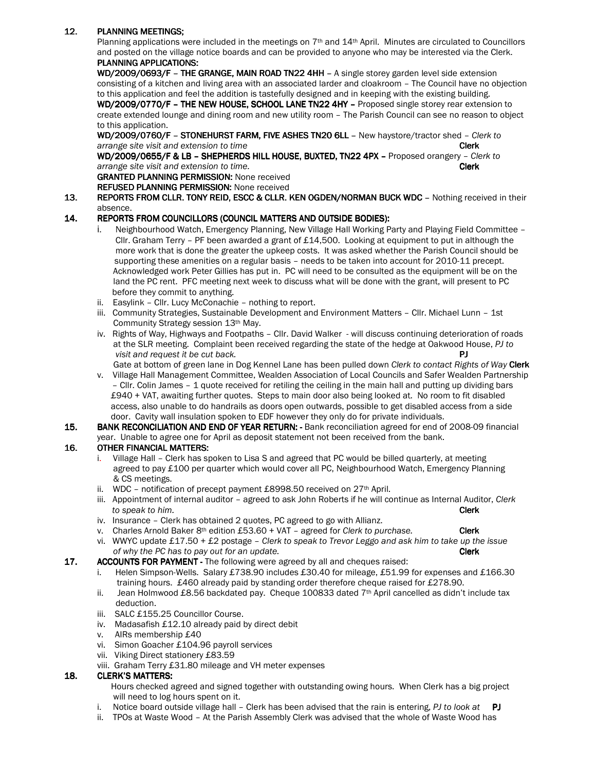## 12. PLANNING MEETINGS;

Planning applications were included in the meetings on 7th and 14th April. Minutes are circulated to Councillors and posted on the village notice boards and can be provided to anyone who may be interested via the Clerk.

**PLANNING APPLICATIONS:**

**WD/2009/0693/F – THE GRANGE, MAIN ROAD TN22 4HH** – A single storey garden level side extension consisting of a kitchen and living area with an associated larder and cloakroom – The Council have no objection to this application and feel the addition is tastefully designed and in keeping with the existing building.

**WD/2009/0770/F – THE NEW HOUSE, SCHOOL LANE TN22 4HY** – Proposed single storey rear extension to create extended lounge and dining room and new utility room – The Parish Council can see no reason to object to this application.

**WD/2009/0760/F – STONEHURST FARM, FIVE ASHES TN20 6LL** – New haystore/tractor shed – *Clerk to arrange site visit and extension to time* **Clerk**

**WD/2009/0655/F & LB – SHEPHERDS HILL HOUSE, BUXTED, TN22 4PX** – Proposed orangery – *Clerk to arrange site visit and extension to time.* **Clerk**

**GRANTED PLANNING PERMISSION:** None received

**REFUSED PLANNING PERMISSION:** None received

## 13. REPORTS FROM CLLR. TONY REID, ESCC & CLLR. KEN OGDEN/NORMAN BUCK WDC

Nothing received in their absence.

## 14. REPORTS FROM COUNCILLORS (COUNCIL MATTERS AND OUTSIDE BODIES):

i. Neighbourhood Watch, Emergency Planning, New Village Hall Working Party and Playing Field Committee – Cllr. Graham Terry – PF been awarded a grant of £14,500. Looking at equipment to put in although the more work that is done the greater the upkeep costs. It was asked whether the Parish Council should be supporting these amenities on a regular basis – needs to be taken into account for 2010-11 precept. Acknowledged work Peter Gillies has put in. PC will need to be consulted as the equipment will be on the land the PC rent. PFC meeting next week to discuss what will be done with the grant, will present to PC before they commit to anything.

ii. Easylink – Cllr. Lucy McConachie – nothing to report.

iii. Community Strategies, Sustainable Development and Environment Matters – Cllr. Michael Lunn – 1st Community Strategy session 13th May.

iv. Rights of Way, Highways and Footpaths – Cllr. David Walker - will discuss continuing deterioration of roads at the SLR meeting. Complaint been received regarding the state of the hedge at Oakwood House, *PJ to visit and request it be cut back.* **PJ**
Gate at bottom of green lane in Dog Kennel Lane has been pulled down *Clerk to contact Rights of Way* **Clerk**

v. Village Hall Management Committee, Wealden Association of Local Councils and Safer Wealden Partnership – Cllr. Colin James – 1 quote received for retiling the ceiling in the main hall and putting up dividing bars £940 + VAT, awaiting further quotes. Steps to main door also being looked at. No room to fit disabled access, also unable to do handrails as doors open outwards, possible to get disabled access from a side door. Cavity wall insulation spoken to EDF however they only do for private individuals.

## 15. BANK RECONCILIATION AND END OF YEAR RETURN:

Bank reconciliation agreed for end of 2008-09 financial year. Unable to agree one for April as deposit statement not been received from the bank.

## 16. OTHER FINANCIAL MATTERS:

i. Village Hall – Clerk has spoken to Lisa S and agreed that PC would be billed quarterly, at meeting agreed to pay £100 per quarter which would cover all PC, Neighbourhood Watch, Emergency Planning & CS meetings.

ii. WDC – notification of precept payment £8998.50 received on 27th April.

iii. Appointment of internal auditor – agreed to ask John Roberts if he will continue as Internal Auditor, *Clerk to speak to him.* **Clerk**

iv. Insurance – Clerk has obtained 2 quotes, PC agreed to go with Allianz.

v. Charles Arnold Baker 8th edition £53.60 + VAT – agreed for *Clerk to purchase.* **Clerk**

vi. WWYC update £17.50 + £2 postage – *Clerk to speak to Trevor Leggo and ask him to take up the issue of why the PC has to pay out for an update.* **Clerk**

## 17. ACCOUNTS FOR PAYMENT

The following were agreed by all and cheques raised:

i. Helen Simpson-Wells. Salary £738.90 includes £30.40 for mileage, £51.99 for expenses and £166.30 training hours. £460 already paid by standing order therefore cheque raised for £278.90.

ii. Jean Holmwood £8.56 backdated pay. Cheque 100833 dated 7th April cancelled as didn't include tax deduction.

iii. SALC £155.25 Councillor Course.

iv. Madasafish £12.10 already paid by direct debit

v. AIRs membership £40

vi. Simon Goacher £104.96 payroll services

vii. Viking Direct stationery £83.59

viii. Graham Terry £31.80 mileage and VH meter expenses

## 18. CLERK'S MATTERS:

Hours checked agreed and signed together with outstanding owing hours. When Clerk has a big project will need to log hours spent on it.

i. Notice board outside village hall – Clerk has been advised that the rain is entering, *PJ to look at* **PJ**

ii. TPOs at Waste Wood – At the Parish Assembly Clerk was advised that the whole of Waste Wood has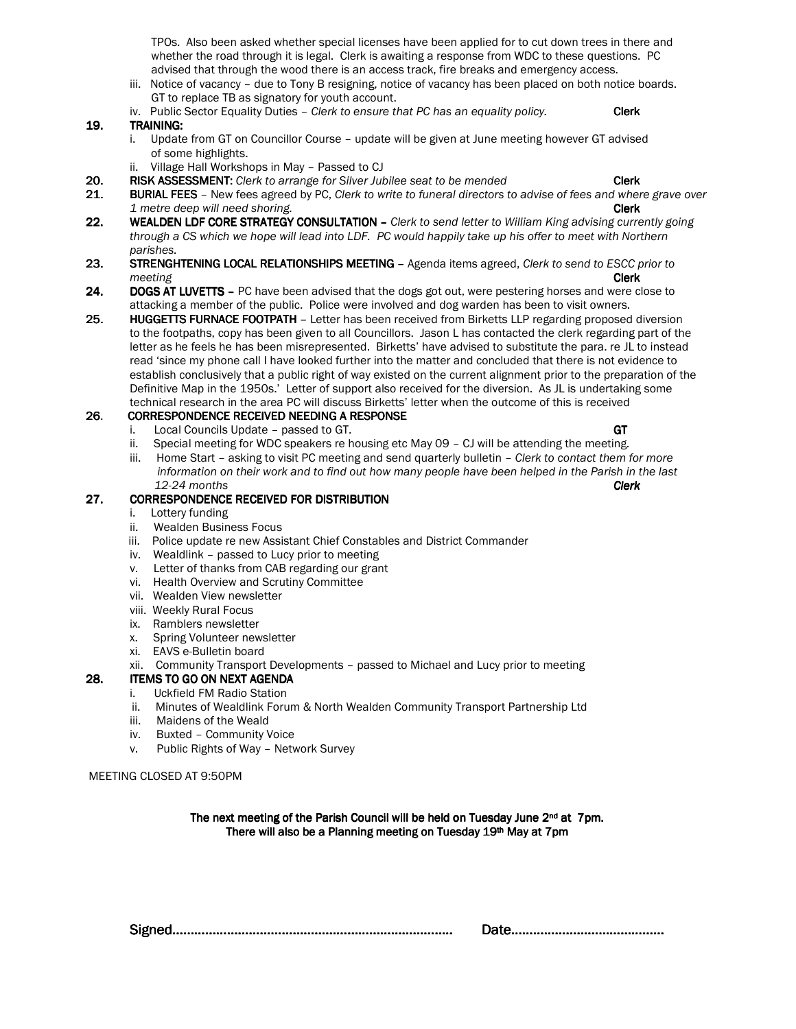TPOs. Also been asked whether special licenses have been applied for to cut down trees in there and whether the road through it is legal. Clerk is awaiting a response from WDC to these questions. PC advised that through the wood there is an access track, fire breaks and emergency access.

iii. Notice of vacancy – due to Tony B resigning, notice of vacancy has been placed on both notice boards. GT to replace TB as signatory for youth account.

iv. Public Sector Equality Duties – *Clerk to ensure that PC has an equality policy.* **Clerk**

**19. TRAINING:**

i. Update from GT on Councillor Course – update will be given at June meeting however GT advised of some highlights.

ii. Village Hall Workshops in May – Passed to CJ

**20. RISK ASSESSMENT:** *Clerk to arrange for Silver Jubilee seat to be mended* **Clerk**

**21. BURIAL FEES** – New fees agreed by PC, *Clerk to write to funeral directors to advise of fees and where grave over 1 metre deep will need shoring.* **Clerk**

**22. WEALDEN LDF CORE STRATEGY CONSULTATION –** *Clerk to send letter to William King advising currently going through a CS which we hope will lead into LDF. PC would happily take up his offer to meet with Northern parishes.*

**23. STRENGHTENING LOCAL RELATIONSHIPS MEETING** – Agenda items agreed, *Clerk to send to ESCC prior to meeting* **Clerk**

**24. DOGS AT LUVETTS –** PC have been advised that the dogs got out, were pestering horses and were close to attacking a member of the public. Police were involved and dog warden has been to visit owners.

**25. HUGGETTS FURNACE FOOTPATH** – Letter has been received from Birketts LLP regarding proposed diversion to the footpaths, copy has been given to all Councillors. Jason L has contacted the clerk regarding part of the letter as he feels he has been misrepresented. Birketts' have advised to substitute the para. re JL to instead read 'since my phone call I have looked further into the matter and concluded that there is not evidence to establish conclusively that a public right of way existed on the current alignment prior to the preparation of the Definitive Map in the 1950s.' Letter of support also received for the diversion. As JL is undertaking some technical research in the area PC will discuss Birketts' letter when the outcome of this is received

**26. CORRESPONDENCE RECEIVED NEEDING A RESPONSE**

i. Local Councils Update – passed to GT. **GT**

ii. Special meeting for WDC speakers re housing etc May 09 – CJ will be attending the meeting.

iii. Home Start – asking to visit PC meeting and send quarterly bulletin – *Clerk to contact them for more information on their work and to find out how many people have been helped in the Parish in the last 12-24 months* ***Clerk***

**27. CORRESPONDENCE RECEIVED FOR DISTRIBUTION**

i. Lottery funding

ii. Wealden Business Focus

iii. Police update re new Assistant Chief Constables and District Commander

iv. Wealdlink – passed to Lucy prior to meeting

v. Letter of thanks from CAB regarding our grant

vi. Health Overview and Scrutiny Committee

vii. Wealden View newsletter

viii. Weekly Rural Focus

ix. Ramblers newsletter

x. Spring Volunteer newsletter

xi. EAVS e-Bulletin board

xii. Community Transport Developments – passed to Michael and Lucy prior to meeting

**28. ITEMS TO GO ON NEXT AGENDA**

i. Uckfield FM Radio Station

ii. Minutes of Wealdlink Forum & North Wealden Community Transport Partnership Ltd

iii. Maidens of the Weald

iv. Buxted – Community Voice

v. Public Rights of Way – Network Survey

MEETING CLOSED AT 9:50PM

**The next meeting of the Parish Council will be held on Tuesday June 2nd at 7pm.**
**There will also be a Planning meeting on Tuesday 19th May at 7pm**

Signed………………………………………………………………… Date……………………………………